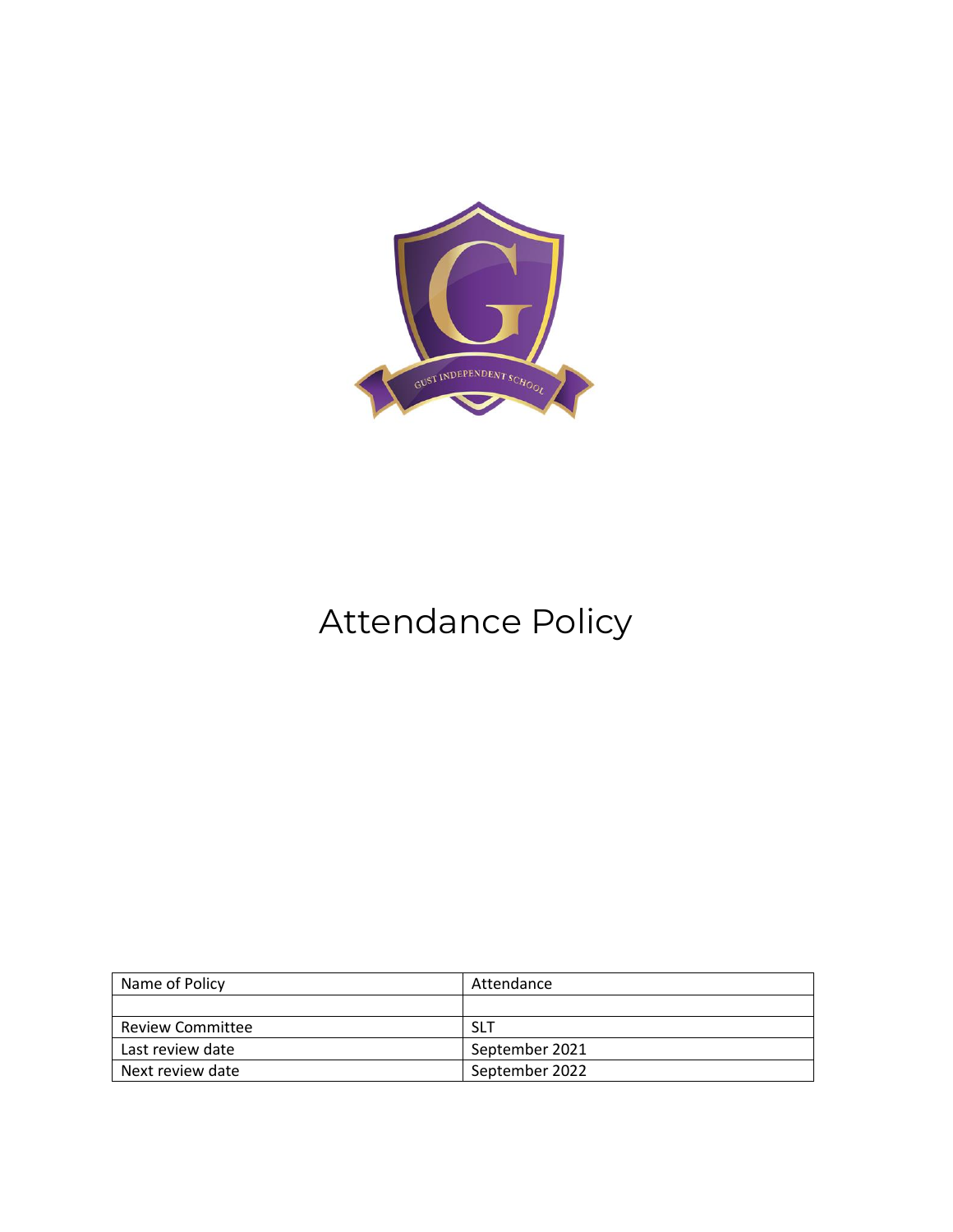# Attendance Policy

| Name of Policy | Attendance |
| --- | --- |
| | |
| Review Committee | SLT |
| Last review date | September 2021 |
| Next review date | September 2022 |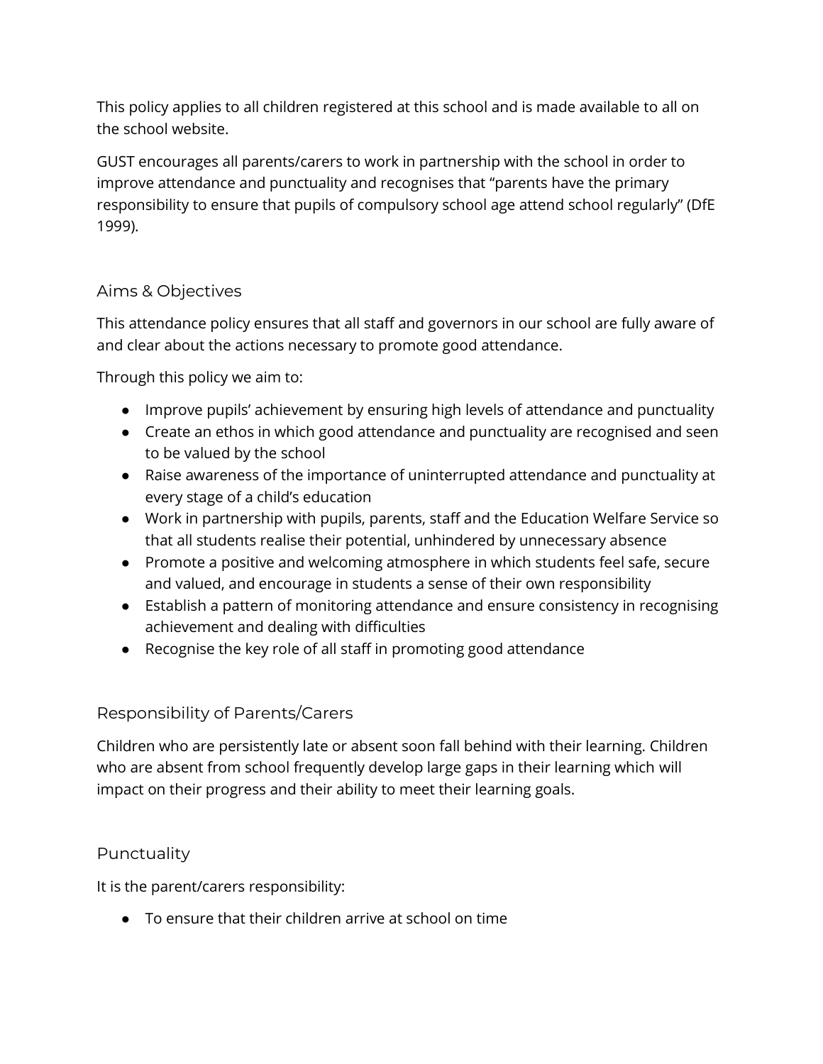This policy applies to all children registered at this school and is made available to all on the school website.

GUST encourages all parents/carers to work in partnership with the school in order to improve attendance and punctuality and recognises that "parents have the primary responsibility to ensure that pupils of compulsory school age attend school regularly" (DfE 1999).

## Aims & Objectives

This attendance policy ensures that all staff and governors in our school are fully aware of and clear about the actions necessary to promote good attendance.

Through this policy we aim to:

- Improve pupils' achievement by ensuring high levels of attendance and punctuality
- Create an ethos in which good attendance and punctuality are recognised and seen to be valued by the school
- Raise awareness of the importance of uninterrupted attendance and punctuality at every stage of a child's education
- Work in partnership with pupils, parents, staff and the Education Welfare Service so that all students realise their potential, unhindered by unnecessary absence
- Promote a positive and welcoming atmosphere in which students feel safe, secure and valued, and encourage in students a sense of their own responsibility
- Establish a pattern of monitoring attendance and ensure consistency in recognising achievement and dealing with difficulties
- Recognise the key role of all staff in promoting good attendance

## Responsibility of Parents/Carers

Children who are persistently late or absent soon fall behind with their learning. Children who are absent from school frequently develop large gaps in their learning which will impact on their progress and their ability to meet their learning goals.

## Punctuality

It is the parent/carers responsibility:

- To ensure that their children arrive at school on time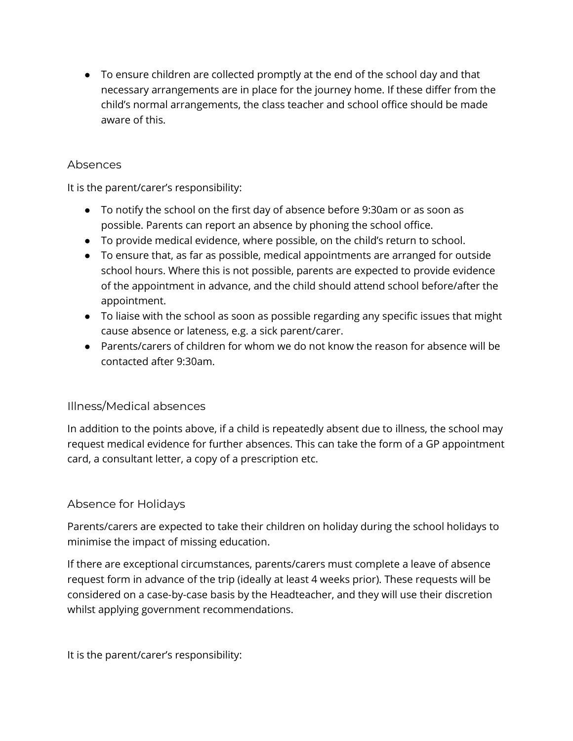- To ensure children are collected promptly at the end of the school day and that necessary arrangements are in place for the journey home. If these differ from the child's normal arrangements, the class teacher and school office should be made aware of this.

## Absences

It is the parent/carer's responsibility:

- To notify the school on the first day of absence before 9:30am or as soon as possible. Parents can report an absence by phoning the school office.
- To provide medical evidence, where possible, on the child's return to school.
- To ensure that, as far as possible, medical appointments are arranged for outside school hours. Where this is not possible, parents are expected to provide evidence of the appointment in advance, and the child should attend school before/after the appointment.
- To liaise with the school as soon as possible regarding any specific issues that might cause absence or lateness, e.g. a sick parent/carer.
- Parents/carers of children for whom we do not know the reason for absence will be contacted after 9:30am.

## Illness/Medical absences

In addition to the points above, if a child is repeatedly absent due to illness, the school may request medical evidence for further absences. This can take the form of a GP appointment card, a consultant letter, a copy of a prescription etc.

## Absence for Holidays

Parents/carers are expected to take their children on holiday during the school holidays to minimise the impact of missing education.

If there are exceptional circumstances, parents/carers must complete a leave of absence request form in advance of the trip (ideally at least 4 weeks prior). These requests will be considered on a case-by-case basis by the Headteacher, and they will use their discretion whilst applying government recommendations.

It is the parent/carer's responsibility: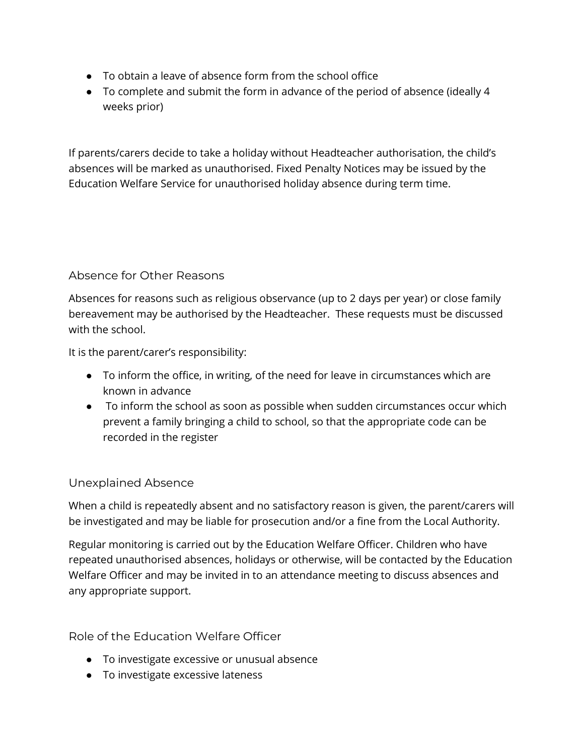- To obtain a leave of absence form from the school office
- To complete and submit the form in advance of the period of absence (ideally 4 weeks prior)

If parents/carers decide to take a holiday without Headteacher authorisation, the child's absences will be marked as unauthorised. Fixed Penalty Notices may be issued by the Education Welfare Service for unauthorised holiday absence during term time.

### Absence for Other Reasons

Absences for reasons such as religious observance (up to 2 days per year) or close family bereavement may be authorised by the Headteacher. These requests must be discussed with the school.

It is the parent/carer's responsibility:

- To inform the office, in writing, of the need for leave in circumstances which are known in advance
- To inform the school as soon as possible when sudden circumstances occur which prevent a family bringing a child to school, so that the appropriate code can be recorded in the register

### Unexplained Absence

When a child is repeatedly absent and no satisfactory reason is given, the parent/carers will be investigated and may be liable for prosecution and/or a fine from the Local Authority.

Regular monitoring is carried out by the Education Welfare Officer. Children who have repeated unauthorised absences, holidays or otherwise, will be contacted by the Education Welfare Officer and may be invited in to an attendance meeting to discuss absences and any appropriate support.

### Role of the Education Welfare Officer

- To investigate excessive or unusual absence
- To investigate excessive lateness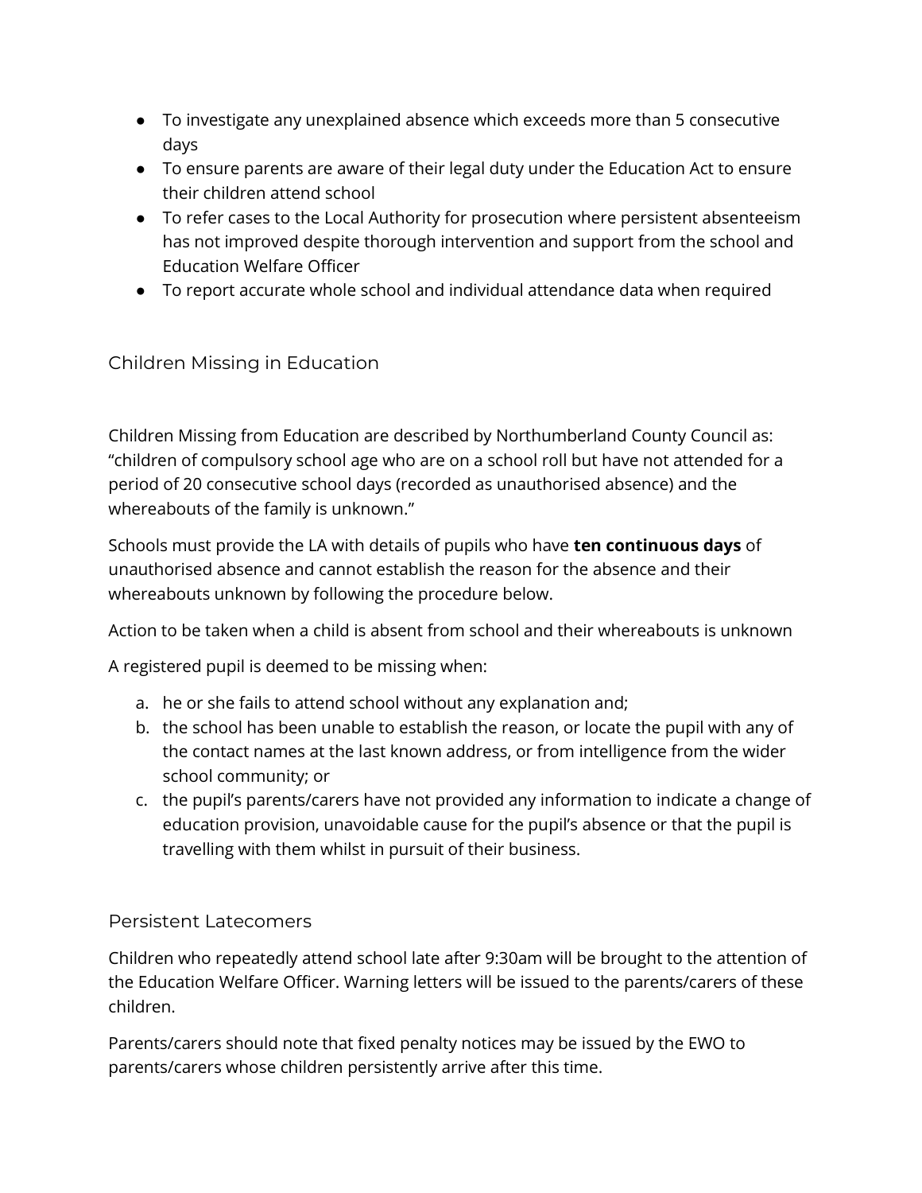- To investigate any unexplained absence which exceeds more than 5 consecutive days
- To ensure parents are aware of their legal duty under the Education Act to ensure their children attend school
- To refer cases to the Local Authority for prosecution where persistent absenteeism has not improved despite thorough intervention and support from the school and Education Welfare Officer
- To report accurate whole school and individual attendance data when required

## Children Missing in Education

Children Missing from Education are described by Northumberland County Council as: “children of compulsory school age who are on a school roll but have not attended for a period of 20 consecutive school days (recorded as unauthorised absence) and the whereabouts of the family is unknown.”

Schools must provide the LA with details of pupils who have **ten continuous days** of unauthorised absence and cannot establish the reason for the absence and their whereabouts unknown by following the procedure below.

Action to be taken when a child is absent from school and their whereabouts is unknown

A registered pupil is deemed to be missing when:

a. he or she fails to attend school without any explanation and;
b. the school has been unable to establish the reason, or locate the pupil with any of the contact names at the last known address, or from intelligence from the wider school community; or
c. the pupil’s parents/carers have not provided any information to indicate a change of education provision, unavoidable cause for the pupil’s absence or that the pupil is travelling with them whilst in pursuit of their business.

## Persistent Latecomers

Children who repeatedly attend school late after 9:30am will be brought to the attention of the Education Welfare Officer. Warning letters will be issued to the parents/carers of these children.

Parents/carers should note that fixed penalty notices may be issued by the EWO to parents/carers whose children persistently arrive after this time.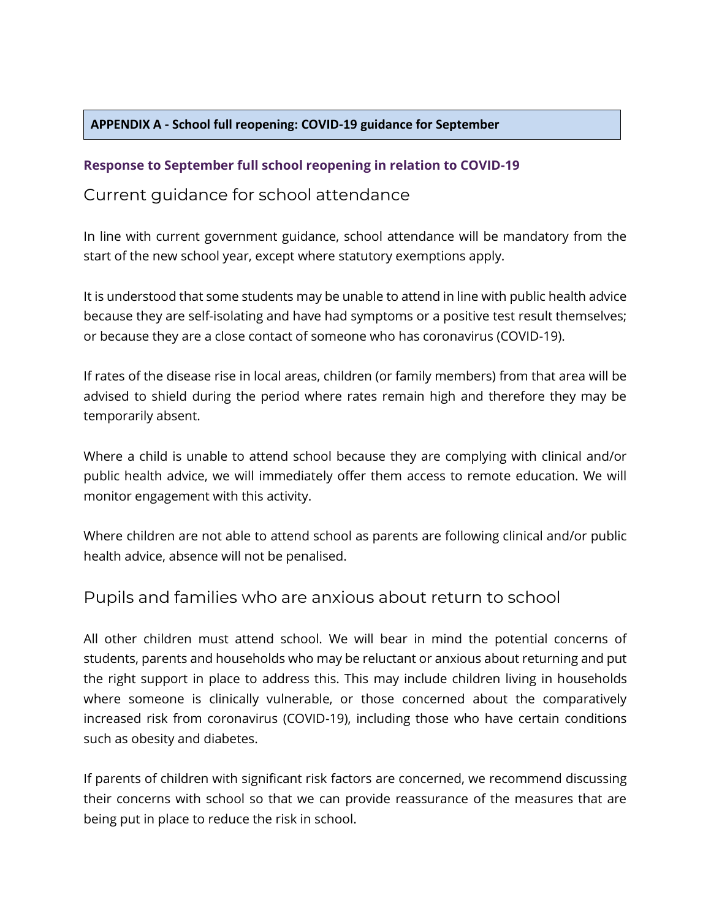## APPENDIX A - School full reopening: COVID-19 guidance for September

**Response to September full school reopening in relation to COVID-19**

### Current guidance for school attendance

In line with current government guidance, school attendance will be mandatory from the start of the new school year, except where statutory exemptions apply.

It is understood that some students may be unable to attend in line with public health advice because they are self-isolating and have had symptoms or a positive test result themselves; or because they are a close contact of someone who has coronavirus (COVID-19).

If rates of the disease rise in local areas, children (or family members) from that area will be advised to shield during the period where rates remain high and therefore they may be temporarily absent.

Where a child is unable to attend school because they are complying with clinical and/or public health advice, we will immediately offer them access to remote education. We will monitor engagement with this activity.

Where children are not able to attend school as parents are following clinical and/or public health advice, absence will not be penalised.

### Pupils and families who are anxious about return to school

All other children must attend school. We will bear in mind the potential concerns of students, parents and households who may be reluctant or anxious about returning and put the right support in place to address this. This may include children living in households where someone is clinically vulnerable, or those concerned about the comparatively increased risk from coronavirus (COVID-19), including those who have certain conditions such as obesity and diabetes.

If parents of children with significant risk factors are concerned, we recommend discussing their concerns with school so that we can provide reassurance of the measures that are being put in place to reduce the risk in school.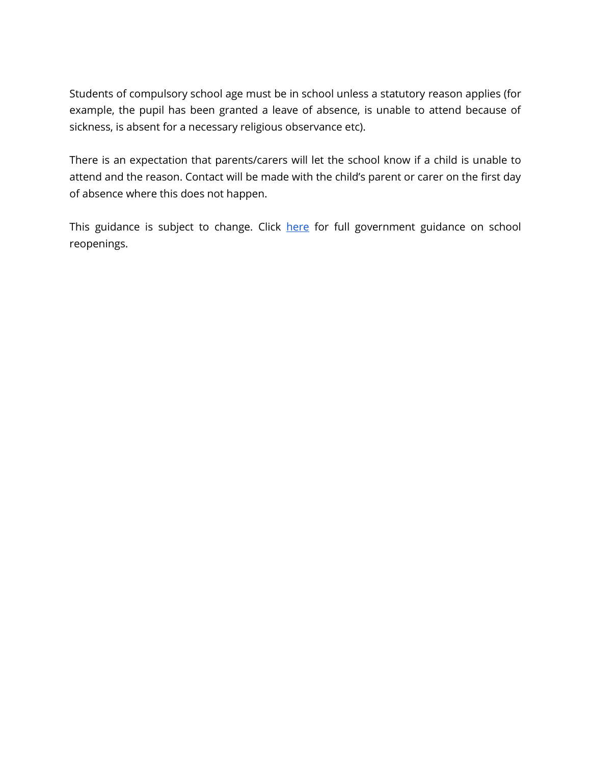Students of compulsory school age must be in school unless a statutory reason applies (for example, the pupil has been granted a leave of absence, is unable to attend because of sickness, is absent for a necessary religious observance etc).

There is an expectation that parents/carers will let the school know if a child is unable to attend and the reason. Contact will be made with the child's parent or carer on the first day of absence where this does not happen.

This guidance is subject to change. Click here for full government guidance on school reopenings.